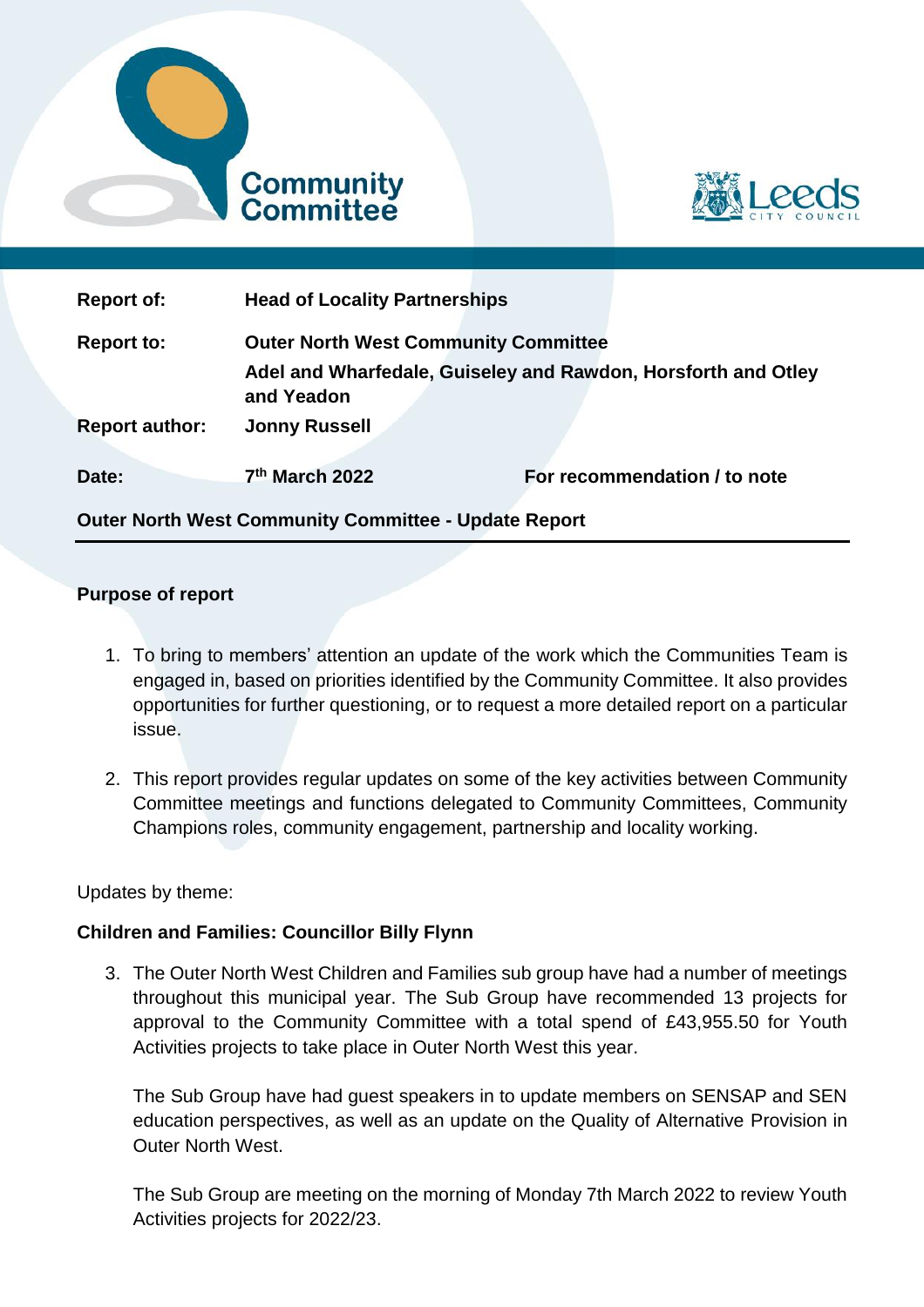Community Committee

Leeds City Council

| | | |
|---|---|---|
| **Report of:** | **Head of Locality Partnerships** | |
| **Report to:** | **Outer North West Community Committee**<br>**Adel and Wharfedale, Guiseley and Rawdon, Horsforth and Otley and Yeadon** | |
| **Report author:** | **Jonny Russell** | |
| **Date:** | **7th March 2022** | **For recommendation / to note** |

**Outer North West Community Committee - Update Report**

### Purpose of report

1. To bring to members' attention an update of the work which the Communities Team is engaged in, based on priorities identified by the Community Committee. It also provides opportunities for further questioning, or to request a more detailed report on a particular issue.

2. This report provides regular updates on some of the key activities between Community Committee meetings and functions delegated to Community Committees, Community Champions roles, community engagement, partnership and locality working.

Updates by theme:

### Children and Families: Councillor Billy Flynn

3. The Outer North West Children and Families sub group have had a number of meetings throughout this municipal year. The Sub Group have recommended 13 projects for approval to the Community Committee with a total spend of £43,955.50 for Youth Activities projects to take place in Outer North West this year.

   The Sub Group have had guest speakers in to update members on SENSAP and SEN education perspectives, as well as an update on the Quality of Alternative Provision in Outer North West.

   The Sub Group are meeting on the morning of Monday 7th March 2022 to review Youth Activities projects for 2022/23.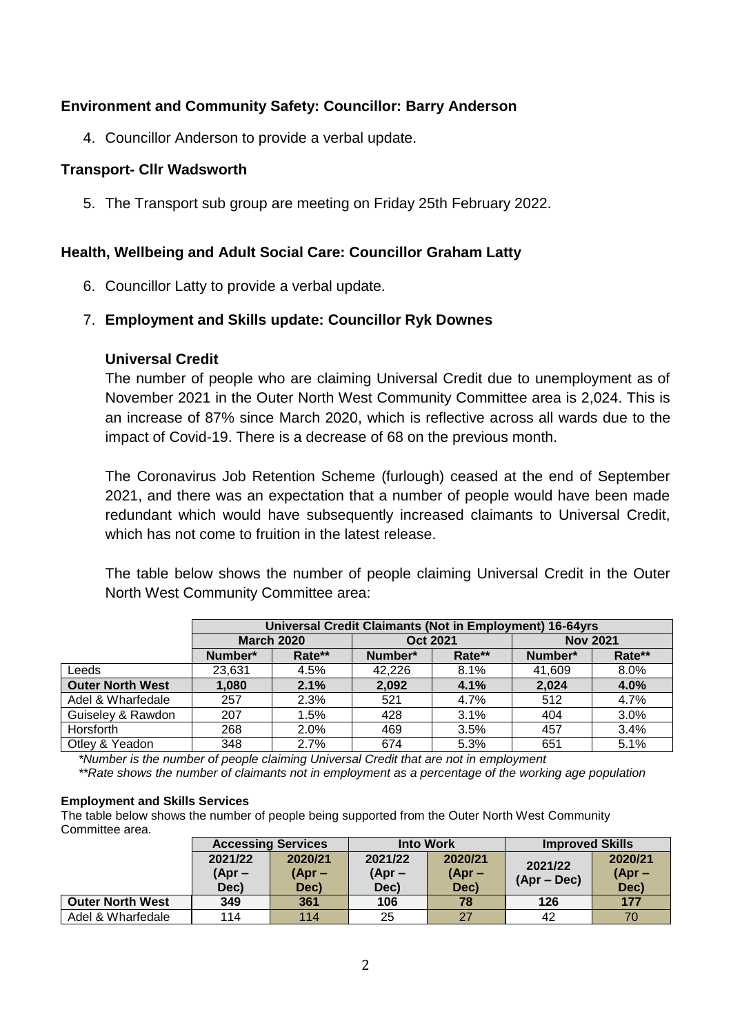**Environment and Community Safety: Councillor: Barry Anderson**

4. Councillor Anderson to provide a verbal update.

**Transport- Cllr Wadsworth**

5. The Transport sub group are meeting on Friday 25th February 2022.

**Health, Wellbeing and Adult Social Care: Councillor Graham Latty**

6. Councillor Latty to provide a verbal update.

7. **Employment and Skills update: Councillor Ryk Downes**

**Universal Credit**

The number of people who are claiming Universal Credit due to unemployment as of November 2021 in the Outer North West Community Committee area is 2,024. This is an increase of 87% since March 2020, which is reflective across all wards due to the impact of Covid-19. There is a decrease of 68 on the previous month.

The Coronavirus Job Retention Scheme (furlough) ceased at the end of September 2021, and there was an expectation that a number of people would have been made redundant which would have subsequently increased claimants to Universal Credit, which has not come to fruition in the latest release.

The table below shows the number of people claiming Universal Credit in the Outer North West Community Committee area:

| | Universal Credit Claimants (Not in Employment) 16-64yrs | | | | | |
|---|---|---|---|---|---|---|
| | March 2020 | | Oct 2021 | | Nov 2021 | |
| | Number* | Rate** | Number* | Rate** | Number* | Rate** |
| Leeds | 23,631 | 4.5% | 42,226 | 8.1% | 41,609 | 8.0% |
| **Outer North West** | **1,080** | **2.1%** | **2,092** | **4.1%** | **2,024** | **4.0%** |
| Adel & Wharfedale | 257 | 2.3% | 521 | 4.7% | 512 | 4.7% |
| Guiseley & Rawdon | 207 | 1.5% | 428 | 3.1% | 404 | 3.0% |
| Horsforth | 268 | 2.0% | 469 | 3.5% | 457 | 3.4% |
| Otley & Yeadon | 348 | 2.7% | 674 | 5.3% | 651 | 5.1% |

*\*Number is the number of people claiming Universal Credit that are not in employment*

*\*\*Rate shows the number of claimants not in employment as a percentage of the working age population*

**Employment and Skills Services**

The table below shows the number of people being supported from the Outer North West Community Committee area.

| | Accessing Services | | Into Work | | Improved Skills | |
|---|---|---|---|---|---|---|
| | 2021/22 (Apr – Dec) | 2020/21 (Apr – Dec) | 2021/22 (Apr – Dec) | 2020/21 (Apr – Dec) | 2021/22 (Apr – Dec) | 2020/21 (Apr – Dec) |
| **Outer North West** | **349** | **361** | **106** | **78** | **126** | **177** |
| Adel & Wharfedale | 114 | 114 | 25 | 27 | 42 | 70 |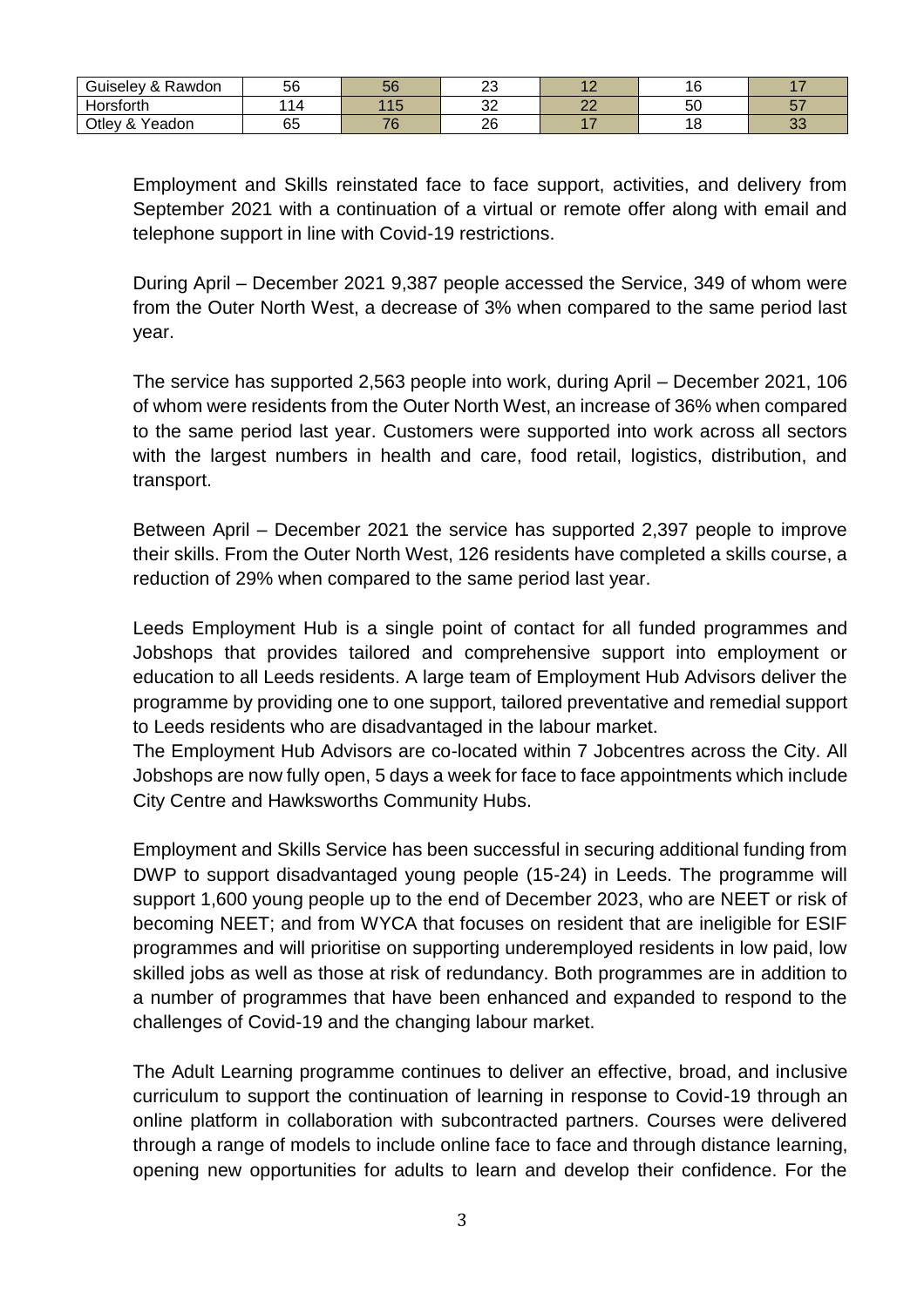| Guiseley & Rawdon | 56 | 56 | 23 | 12 | 16 | 17 |
|---|---|---|---|---|---|---|
| Horsforth | 114 | 115 | 32 | 22 | 50 | 57 |
| Otley & Yeadon | 65 | 76 | 26 | 17 | 18 | 33 |

Employment and Skills reinstated face to face support, activities, and delivery from September 2021 with a continuation of a virtual or remote offer along with email and telephone support in line with Covid-19 restrictions.

During April – December 2021 9,387 people accessed the Service, 349 of whom were from the Outer North West, a decrease of 3% when compared to the same period last year.

The service has supported 2,563 people into work, during April – December 2021, 106 of whom were residents from the Outer North West, an increase of 36% when compared to the same period last year. Customers were supported into work across all sectors with the largest numbers in health and care, food retail, logistics, distribution, and transport.

Between April – December 2021 the service has supported 2,397 people to improve their skills. From the Outer North West, 126 residents have completed a skills course, a reduction of 29% when compared to the same period last year.

Leeds Employment Hub is a single point of contact for all funded programmes and Jobshops that provides tailored and comprehensive support into employment or education to all Leeds residents. A large team of Employment Hub Advisors deliver the programme by providing one to one support, tailored preventative and remedial support to Leeds residents who are disadvantaged in the labour market.
The Employment Hub Advisors are co-located within 7 Jobcentres across the City. All Jobshops are now fully open, 5 days a week for face to face appointments which include City Centre and Hawksworths Community Hubs.

Employment and Skills Service has been successful in securing additional funding from DWP to support disadvantaged young people (15-24) in Leeds. The programme will support 1,600 young people up to the end of December 2023, who are NEET or risk of becoming NEET; and from WYCA that focuses on resident that are ineligible for ESIF programmes and will prioritise on supporting underemployed residents in low paid, low skilled jobs as well as those at risk of redundancy. Both programmes are in addition to a number of programmes that have been enhanced and expanded to respond to the challenges of Covid-19 and the changing labour market.

The Adult Learning programme continues to deliver an effective, broad, and inclusive curriculum to support the continuation of learning in response to Covid-19 through an online platform in collaboration with subcontracted partners. Courses were delivered through a range of models to include online face to face and through distance learning, opening new opportunities for adults to learn and develop their confidence. For the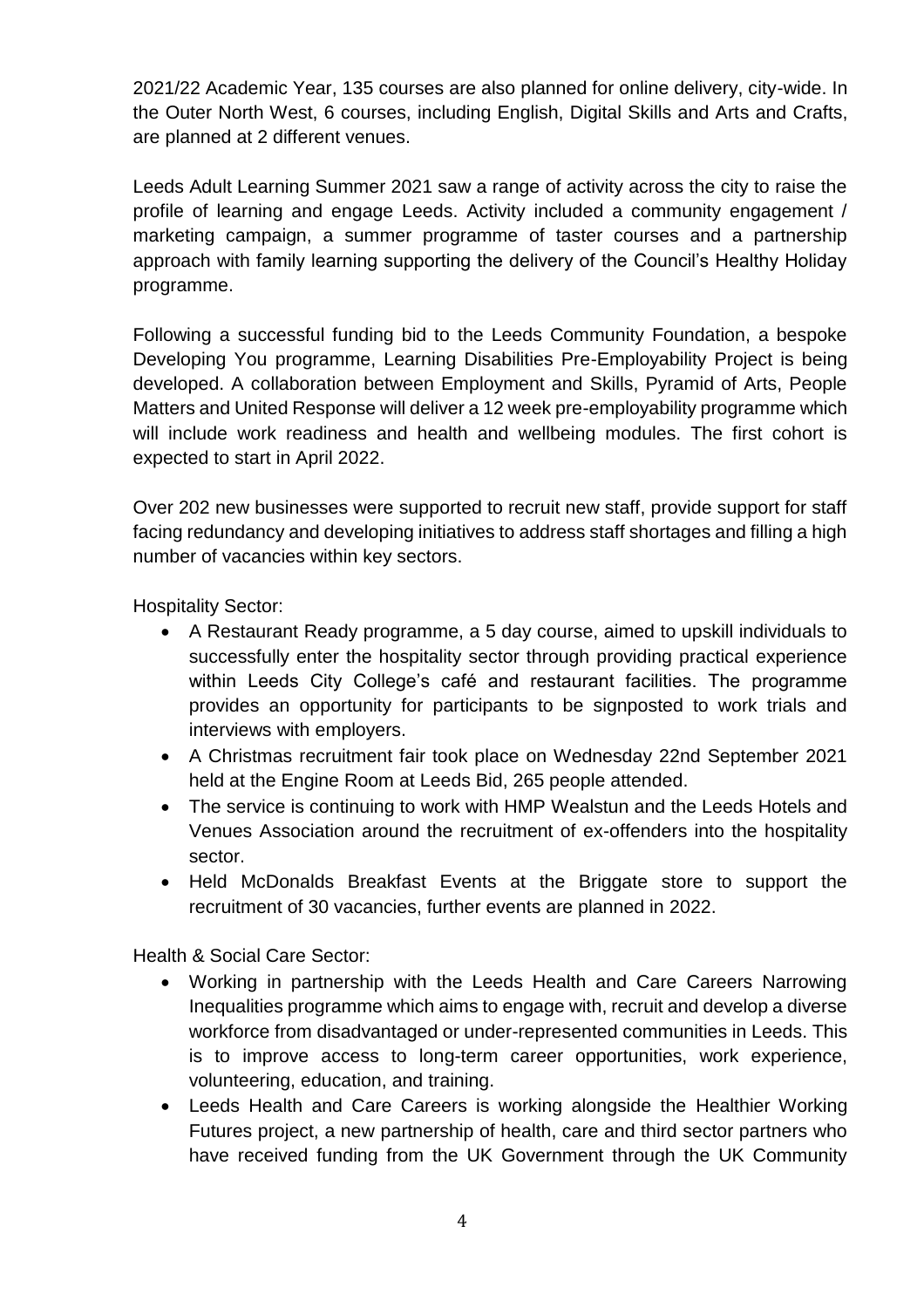2021/22 Academic Year, 135 courses are also planned for online delivery, city-wide. In the Outer North West, 6 courses, including English, Digital Skills and Arts and Crafts, are planned at 2 different venues.

Leeds Adult Learning Summer 2021 saw a range of activity across the city to raise the profile of learning and engage Leeds. Activity included a community engagement / marketing campaign, a summer programme of taster courses and a partnership approach with family learning supporting the delivery of the Council's Healthy Holiday programme.

Following a successful funding bid to the Leeds Community Foundation, a bespoke Developing You programme, Learning Disabilities Pre-Employability Project is being developed. A collaboration between Employment and Skills, Pyramid of Arts, People Matters and United Response will deliver a 12 week pre-employability programme which will include work readiness and health and wellbeing modules. The first cohort is expected to start in April 2022.

Over 202 new businesses were supported to recruit new staff, provide support for staff facing redundancy and developing initiatives to address staff shortages and filling a high number of vacancies within key sectors.

Hospitality Sector:

- A Restaurant Ready programme, a 5 day course, aimed to upskill individuals to successfully enter the hospitality sector through providing practical experience within Leeds City College's café and restaurant facilities. The programme provides an opportunity for participants to be signposted to work trials and interviews with employers.
- A Christmas recruitment fair took place on Wednesday 22nd September 2021 held at the Engine Room at Leeds Bid, 265 people attended.
- The service is continuing to work with HMP Wealstun and the Leeds Hotels and Venues Association around the recruitment of ex-offenders into the hospitality sector.
- Held McDonalds Breakfast Events at the Briggate store to support the recruitment of 30 vacancies, further events are planned in 2022.

Health & Social Care Sector:

- Working in partnership with the Leeds Health and Care Careers Narrowing Inequalities programme which aims to engage with, recruit and develop a diverse workforce from disadvantaged or under-represented communities in Leeds. This is to improve access to long-term career opportunities, work experience, volunteering, education, and training.
- Leeds Health and Care Careers is working alongside the Healthier Working Futures project, a new partnership of health, care and third sector partners who have received funding from the UK Government through the UK Community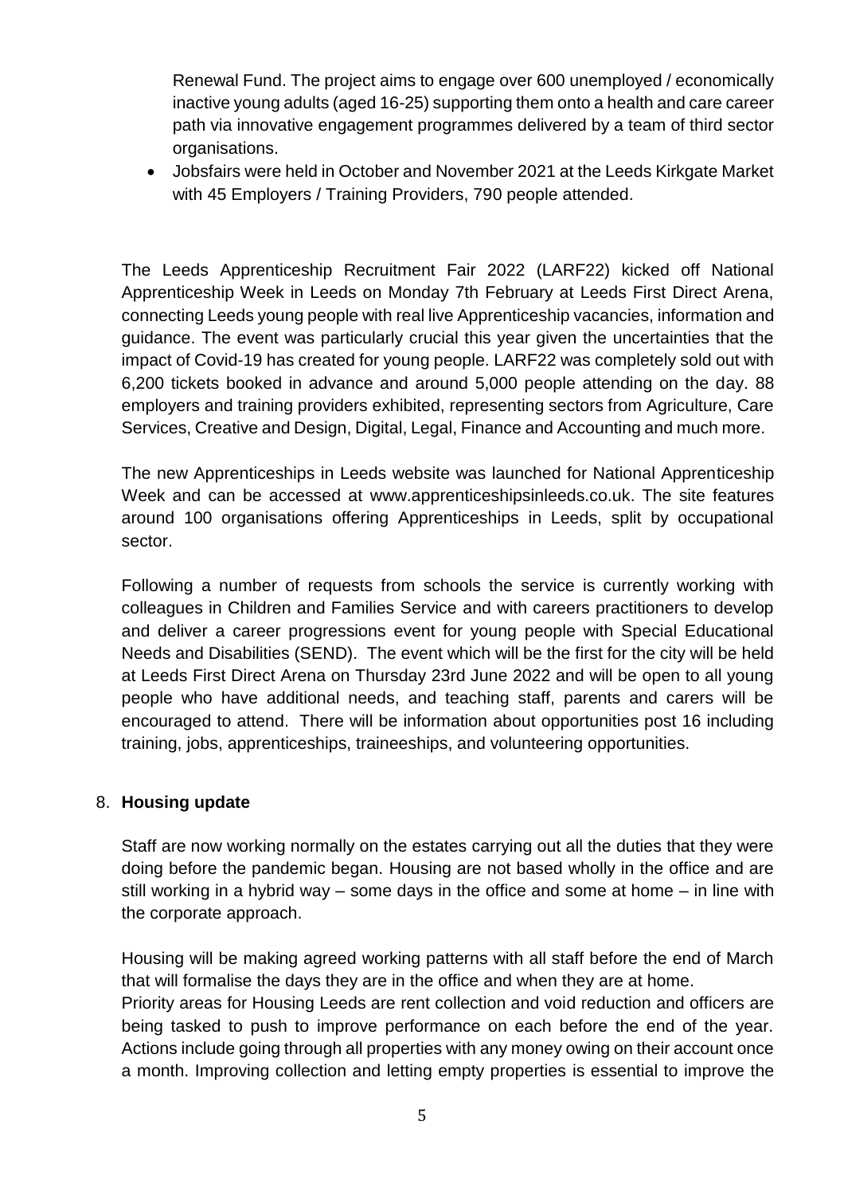Renewal Fund. The project aims to engage over 600 unemployed / economically inactive young adults (aged 16-25) supporting them onto a health and care career path via innovative engagement programmes delivered by a team of third sector organisations.

- Jobsfairs were held in October and November 2021 at the Leeds Kirkgate Market with 45 Employers / Training Providers, 790 people attended.

The Leeds Apprenticeship Recruitment Fair 2022 (LARF22) kicked off National Apprenticeship Week in Leeds on Monday 7th February at Leeds First Direct Arena, connecting Leeds young people with real live Apprenticeship vacancies, information and guidance. The event was particularly crucial this year given the uncertainties that the impact of Covid-19 has created for young people. LARF22 was completely sold out with 6,200 tickets booked in advance and around 5,000 people attending on the day. 88 employers and training providers exhibited, representing sectors from Agriculture, Care Services, Creative and Design, Digital, Legal, Finance and Accounting and much more.

The new Apprenticeships in Leeds website was launched for National Apprenticeship Week and can be accessed at www.apprenticeshipsinleeds.co.uk. The site features around 100 organisations offering Apprenticeships in Leeds, split by occupational sector.

Following a number of requests from schools the service is currently working with colleagues in Children and Families Service and with careers practitioners to develop and deliver a career progressions event for young people with Special Educational Needs and Disabilities (SEND). The event which will be the first for the city will be held at Leeds First Direct Arena on Thursday 23rd June 2022 and will be open to all young people who have additional needs, and teaching staff, parents and carers will be encouraged to attend. There will be information about opportunities post 16 including training, jobs, apprenticeships, traineeships, and volunteering opportunities.

8. **Housing update**

Staff are now working normally on the estates carrying out all the duties that they were doing before the pandemic began. Housing are not based wholly in the office and are still working in a hybrid way – some days in the office and some at home – in line with the corporate approach.

Housing will be making agreed working patterns with all staff before the end of March that will formalise the days they are in the office and when they are at home.
Priority areas for Housing Leeds are rent collection and void reduction and officers are being tasked to push to improve performance on each before the end of the year. Actions include going through all properties with any money owing on their account once a month. Improving collection and letting empty properties is essential to improve the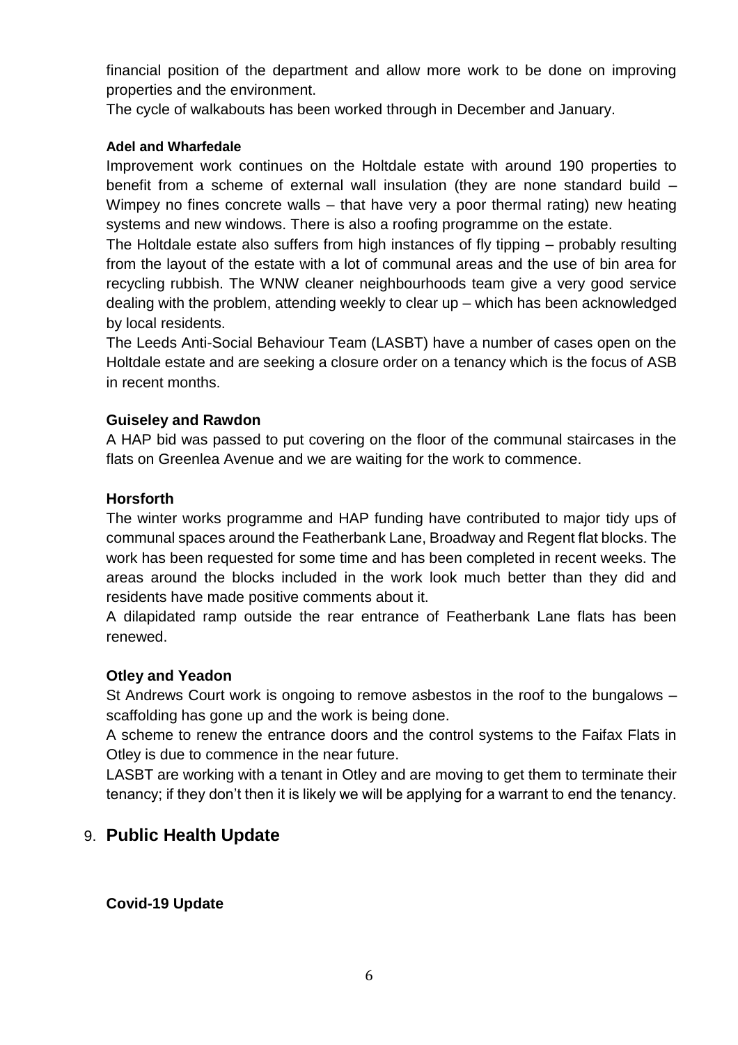financial position of the department and allow more work to be done on improving properties and the environment.

The cycle of walkabouts has been worked through in December and January.

**Adel and Wharfedale**

Improvement work continues on the Holtdale estate with around 190 properties to benefit from a scheme of external wall insulation (they are none standard build – Wimpey no fines concrete walls – that have very a poor thermal rating) new heating systems and new windows. There is also a roofing programme on the estate.

The Holtdale estate also suffers from high instances of fly tipping – probably resulting from the layout of the estate with a lot of communal areas and the use of bin area for recycling rubbish. The WNW cleaner neighbourhoods team give a very good service dealing with the problem, attending weekly to clear up – which has been acknowledged by local residents.

The Leeds Anti-Social Behaviour Team (LASBT) have a number of cases open on the Holtdale estate and are seeking a closure order on a tenancy which is the focus of ASB in recent months.

**Guiseley and Rawdon**

A HAP bid was passed to put covering on the floor of the communal staircases in the flats on Greenlea Avenue and we are waiting for the work to commence.

**Horsforth**

The winter works programme and HAP funding have contributed to major tidy ups of communal spaces around the Featherbank Lane, Broadway and Regent flat blocks. The work has been requested for some time and has been completed in recent weeks. The areas around the blocks included in the work look much better than they did and residents have made positive comments about it.

A dilapidated ramp outside the rear entrance of Featherbank Lane flats has been renewed.

**Otley and Yeadon**

St Andrews Court work is ongoing to remove asbestos in the roof to the bungalows – scaffolding has gone up and the work is being done.

A scheme to renew the entrance doors and the control systems to the Faifax Flats in Otley is due to commence in the near future.

LASBT are working with a tenant in Otley and are moving to get them to terminate their tenancy; if they don't then it is likely we will be applying for a warrant to end the tenancy.

## 9. Public Health Update

**Covid-19 Update**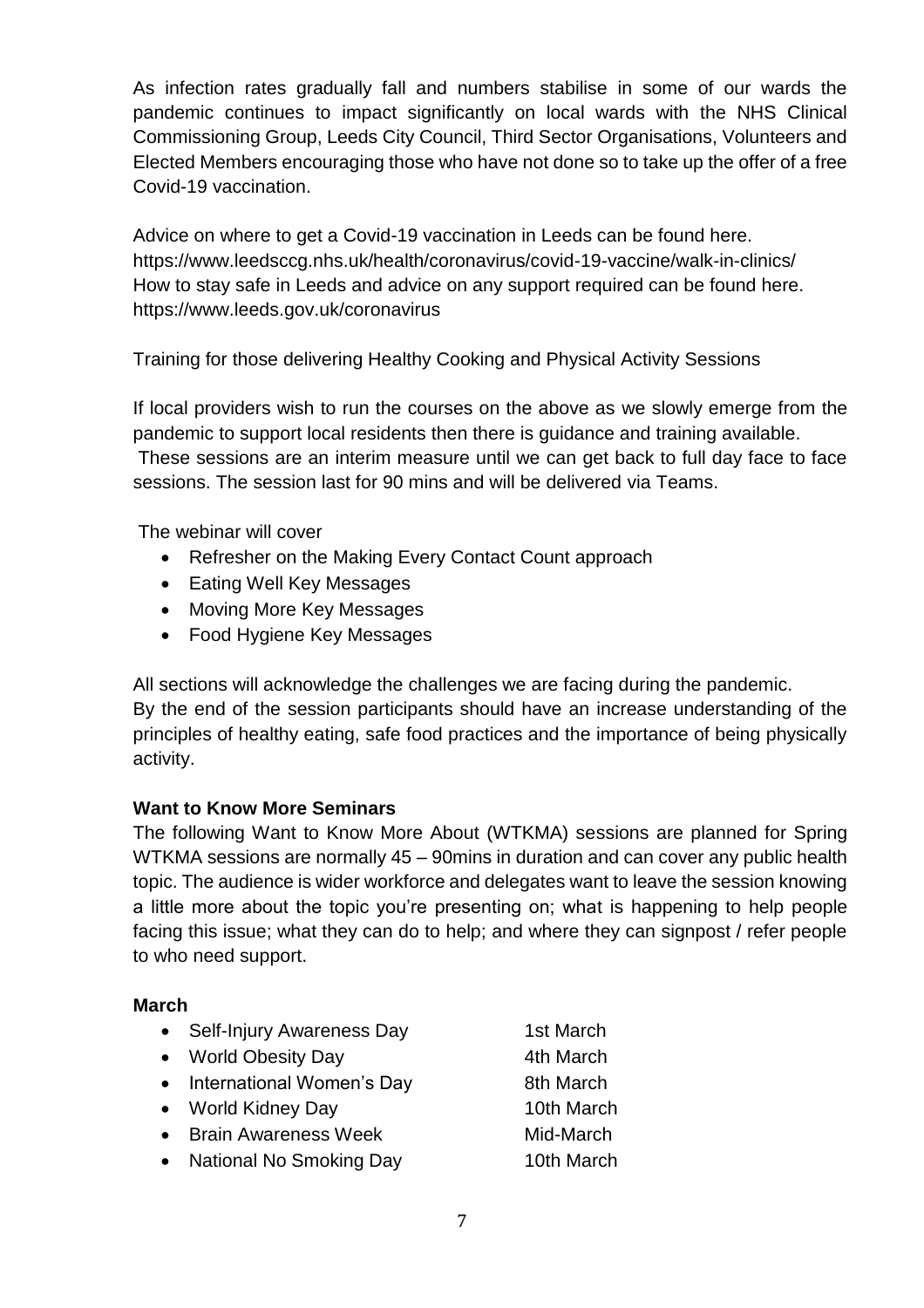As infection rates gradually fall and numbers stabilise in some of our wards the pandemic continues to impact significantly on local wards with the NHS Clinical Commissioning Group, Leeds City Council, Third Sector Organisations, Volunteers and Elected Members encouraging those who have not done so to take up the offer of a free Covid-19 vaccination.

Advice on where to get a Covid-19 vaccination in Leeds can be found here.
https://www.leedsccg.nhs.uk/health/coronavirus/covid-19-vaccine/walk-in-clinics/
How to stay safe in Leeds and advice on any support required can be found here.
https://www.leeds.gov.uk/coronavirus

Training for those delivering Healthy Cooking and Physical Activity Sessions

If local providers wish to run the courses on the above as we slowly emerge from the pandemic to support local residents then there is guidance and training available.
These sessions are an interim measure until we can get back to full day face to face sessions. The session last for 90 mins and will be delivered via Teams.

The webinar will cover

- Refresher on the Making Every Contact Count approach
- Eating Well Key Messages
- Moving More Key Messages
- Food Hygiene Key Messages

All sections will acknowledge the challenges we are facing during the pandemic.
By the end of the session participants should have an increase understanding of the principles of healthy eating, safe food practices and the importance of being physically activity.

**Want to Know More Seminars**

The following Want to Know More About (WTKMA) sessions are planned for Spring WTKMA sessions are normally 45 – 90mins in duration and can cover any public health topic. The audience is wider workforce and delegates want to leave the session knowing a little more about the topic you're presenting on; what is happening to help people facing this issue; what they can do to help; and where they can signpost / refer people to who need support.

**March**

- Self-Injury Awareness Day — 1st March
- World Obesity Day — 4th March
- International Women's Day — 8th March
- World Kidney Day — 10th March
- Brain Awareness Week — Mid-March
- National No Smoking Day — 10th March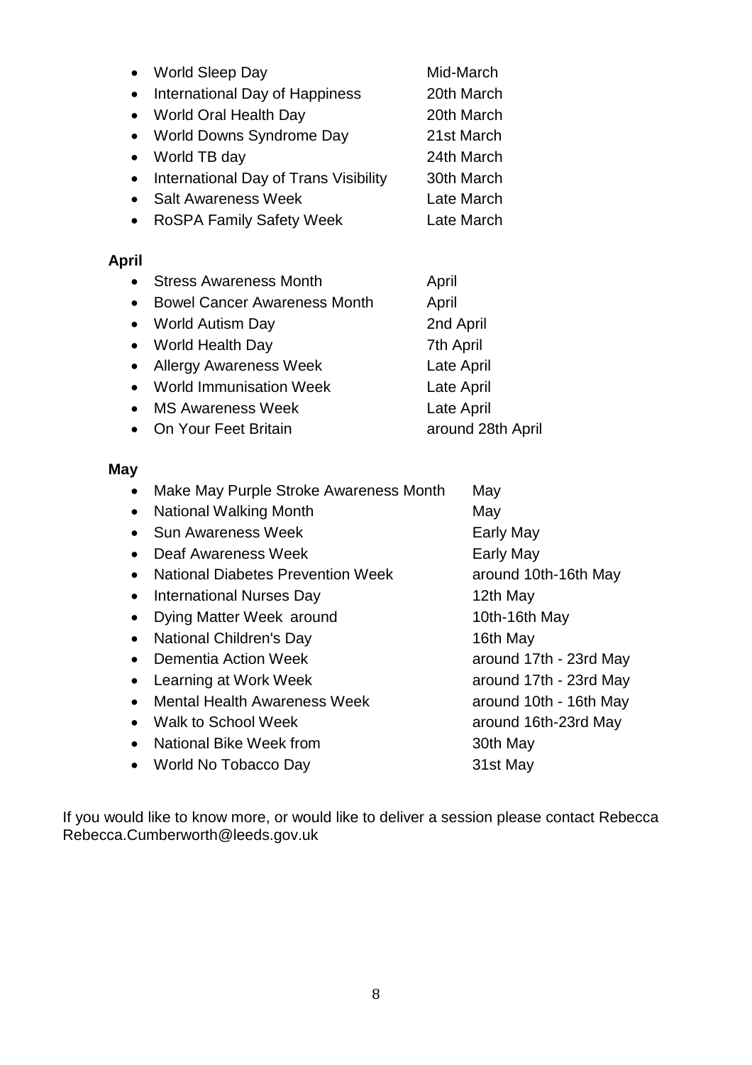- World Sleep Day Mid-March
- International Day of Happiness 20th March
- World Oral Health Day 20th March
- World Downs Syndrome Day 21st March
- World TB day 24th March
- International Day of Trans Visibility 30th March
- Salt Awareness Week Late March
- RoSPA Family Safety Week Late March

**April**

- Stress Awareness Month April
- Bowel Cancer Awareness Month April
- World Autism Day 2nd April
- World Health Day 7th April
- Allergy Awareness Week Late April
- World Immunisation Week Late April
- MS Awareness Week Late April
- On Your Feet Britain around 28th April

**May**

- Make May Purple Stroke Awareness Month May
- National Walking Month May
- Sun Awareness Week Early May
- Deaf Awareness Week Early May
- National Diabetes Prevention Week around 10th-16th May
- International Nurses Day 12th May
- Dying Matter Week around 10th-16th May
- National Children's Day 16th May
- Dementia Action Week around 17th - 23rd May
- Learning at Work Week around 17th - 23rd May
- Mental Health Awareness Week around 10th - 16th May
- Walk to School Week around 16th-23rd May
- National Bike Week from 30th May
- World No Tobacco Day 31st May

If you would like to know more, or would like to deliver a session please contact Rebecca Rebecca.Cumberworth@leeds.gov.uk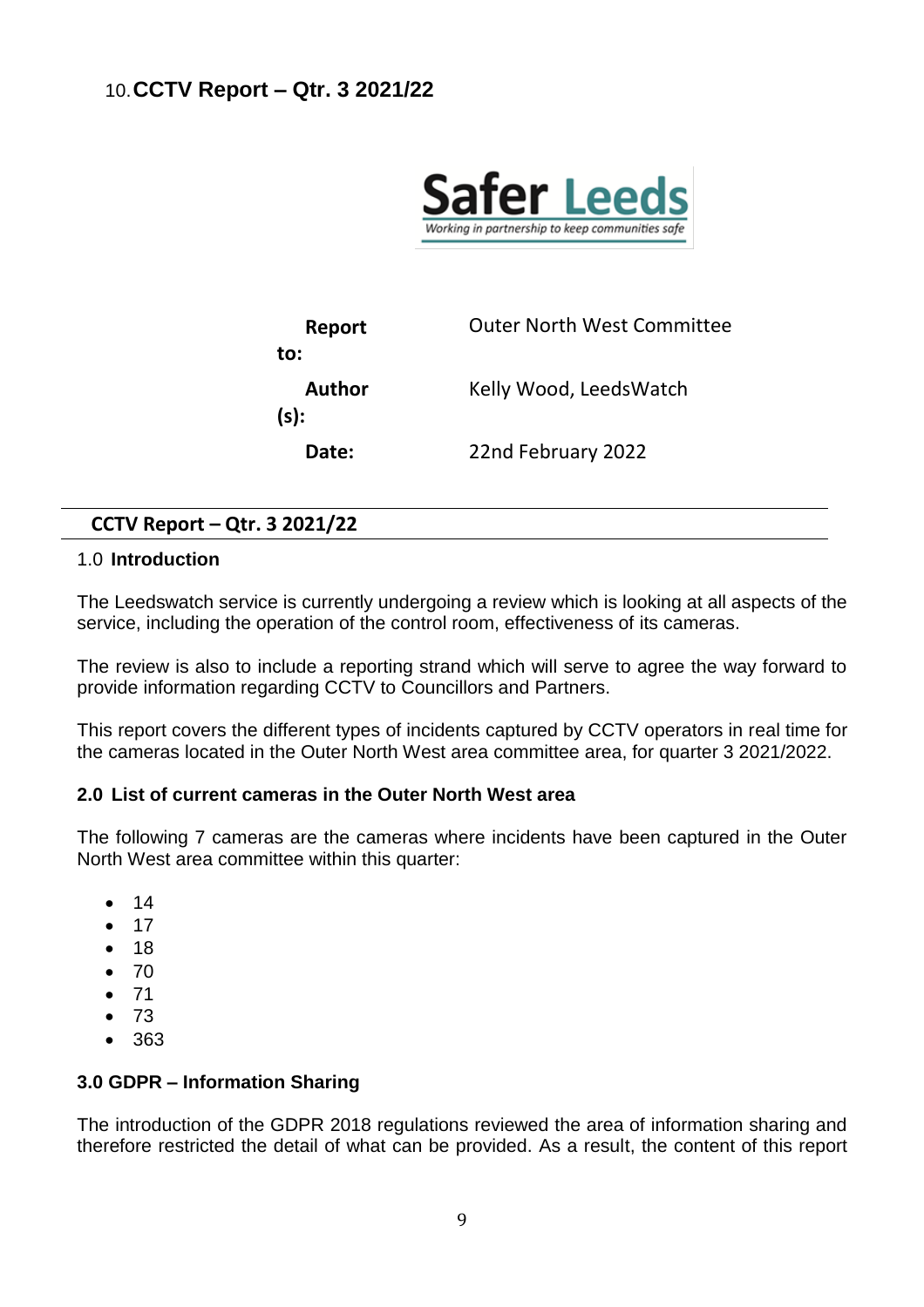## 10. CCTV Report – Qtr. 3 2021/22

**Safer Leeds**
*Working in partnership to keep communities safe*

| | |
|---|---|
| **Report to:** | Outer North West Committee |
| **Author (s):** | Kelly Wood, LeedsWatch |
| **Date:** | 22nd February 2022 |

**CCTV Report – Qtr. 3 2021/22**

### 1.0 Introduction

The Leedswatch service is currently undergoing a review which is looking at all aspects of the service, including the operation of the control room, effectiveness of its cameras.

The review is also to include a reporting strand which will serve to agree the way forward to provide information regarding CCTV to Councillors and Partners.

This report covers the different types of incidents captured by CCTV operators in real time for the cameras located in the Outer North West area committee area, for quarter 3 2021/2022.

### 2.0 List of current cameras in the Outer North West area

The following 7 cameras are the cameras where incidents have been captured in the Outer North West area committee within this quarter:

- 14
- 17
- 18
- 70
- 71
- 73
- 363

### 3.0 GDPR – Information Sharing

The introduction of the GDPR 2018 regulations reviewed the area of information sharing and therefore restricted the detail of what can be provided. As a result, the content of this report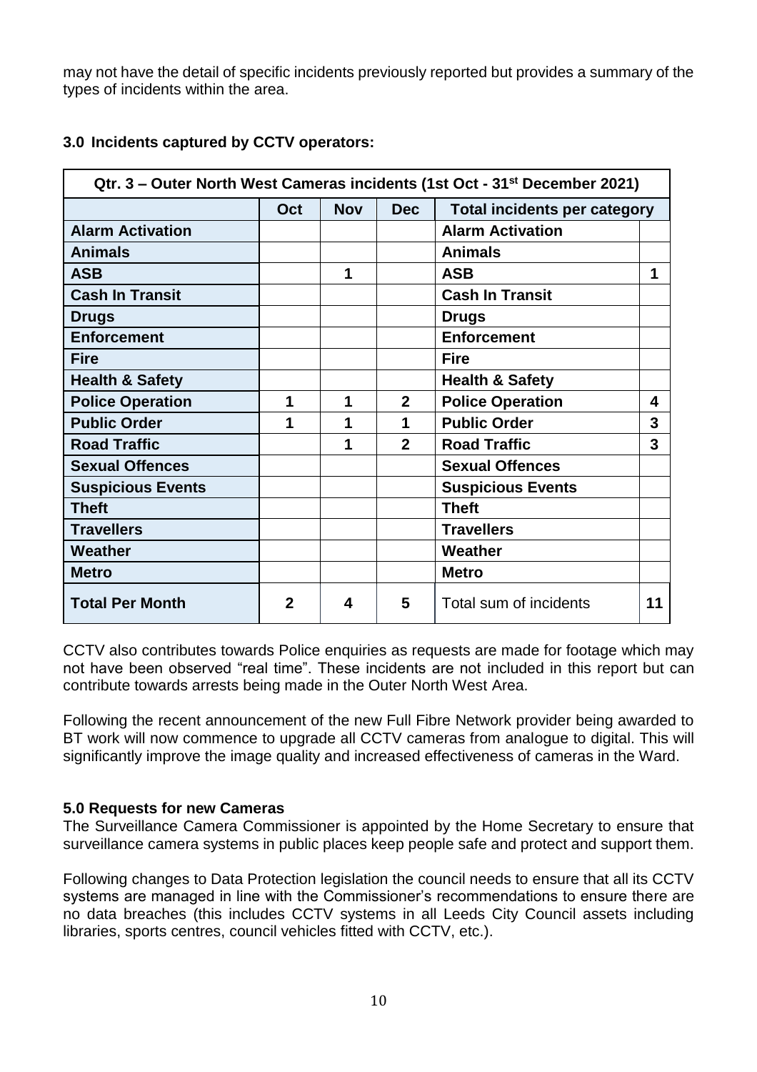may not have the detail of specific incidents previously reported but provides a summary of the types of incidents within the area.

### 3.0 Incidents captured by CCTV operators:

| Qtr. 3 – Outer North West Cameras incidents (1st Oct - 31st December 2021) | | | | | |
|---|---|---|---|---|---|
| | **Oct** | **Nov** | **Dec** | **Total incidents per category** | |
| **Alarm Activation** | | | | **Alarm Activation** | |
| **Animals** | | | | **Animals** | |
| **ASB** | | 1 | | **ASB** | 1 |
| **Cash In Transit** | | | | **Cash In Transit** | |
| **Drugs** | | | | **Drugs** | |
| **Enforcement** | | | | **Enforcement** | |
| **Fire** | | | | **Fire** | |
| **Health & Safety** | | | | **Health & Safety** | |
| **Police Operation** | 1 | 1 | 2 | **Police Operation** | 4 |
| **Public Order** | 1 | 1 | 1 | **Public Order** | 3 |
| **Road Traffic** | | 1 | 2 | **Road Traffic** | 3 |
| **Sexual Offences** | | | | **Sexual Offences** | |
| **Suspicious Events** | | | | **Suspicious Events** | |
| **Theft** | | | | **Theft** | |
| **Travellers** | | | | **Travellers** | |
| **Weather** | | | | **Weather** | |
| **Metro** | | | | **Metro** | |
| **Total Per Month** | 2 | 4 | 5 | Total sum of incidents | 11 |

CCTV also contributes towards Police enquiries as requests are made for footage which may not have been observed "real time". These incidents are not included in this report but can contribute towards arrests being made in the Outer North West Area.

Following the recent announcement of the new Full Fibre Network provider being awarded to BT work will now commence to upgrade all CCTV cameras from analogue to digital. This will significantly improve the image quality and increased effectiveness of cameras in the Ward.

### 5.0 Requests for new Cameras

The Surveillance Camera Commissioner is appointed by the Home Secretary to ensure that surveillance camera systems in public places keep people safe and protect and support them.

Following changes to Data Protection legislation the council needs to ensure that all its CCTV systems are managed in line with the Commissioner's recommendations to ensure there are no data breaches (this includes CCTV systems in all Leeds City Council assets including libraries, sports centres, council vehicles fitted with CCTV, etc.).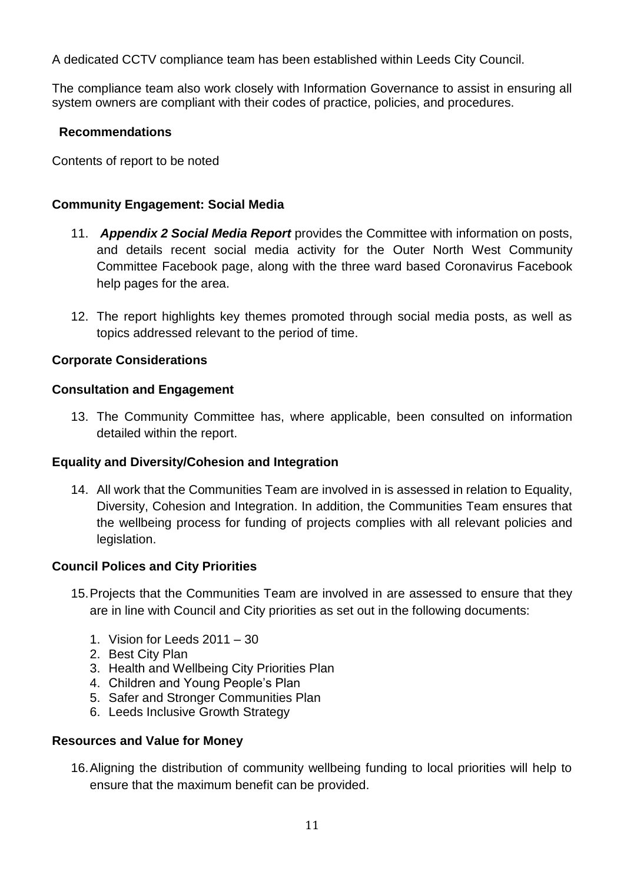A dedicated CCTV compliance team has been established within Leeds City Council.

The compliance team also work closely with Information Governance to assist in ensuring all system owners are compliant with their codes of practice, policies, and procedures.

**Recommendations**

Contents of report to be noted

**Community Engagement: Social Media**

11. ***Appendix 2 Social Media Report*** provides the Committee with information on posts, and details recent social media activity for the Outer North West Community Committee Facebook page, along with the three ward based Coronavirus Facebook help pages for the area.

12. The report highlights key themes promoted through social media posts, as well as topics addressed relevant to the period of time.

**Corporate Considerations**

**Consultation and Engagement**

13. The Community Committee has, where applicable, been consulted on information detailed within the report.

**Equality and Diversity/Cohesion and Integration**

14. All work that the Communities Team are involved in is assessed in relation to Equality, Diversity, Cohesion and Integration. In addition, the Communities Team ensures that the wellbeing process for funding of projects complies with all relevant policies and legislation.

**Council Polices and City Priorities**

15. Projects that the Communities Team are involved in are assessed to ensure that they are in line with Council and City priorities as set out in the following documents:

    1. Vision for Leeds 2011 – 30
    2. Best City Plan
    3. Health and Wellbeing City Priorities Plan
    4. Children and Young People's Plan
    5. Safer and Stronger Communities Plan
    6. Leeds Inclusive Growth Strategy

**Resources and Value for Money**

16. Aligning the distribution of community wellbeing funding to local priorities will help to ensure that the maximum benefit can be provided.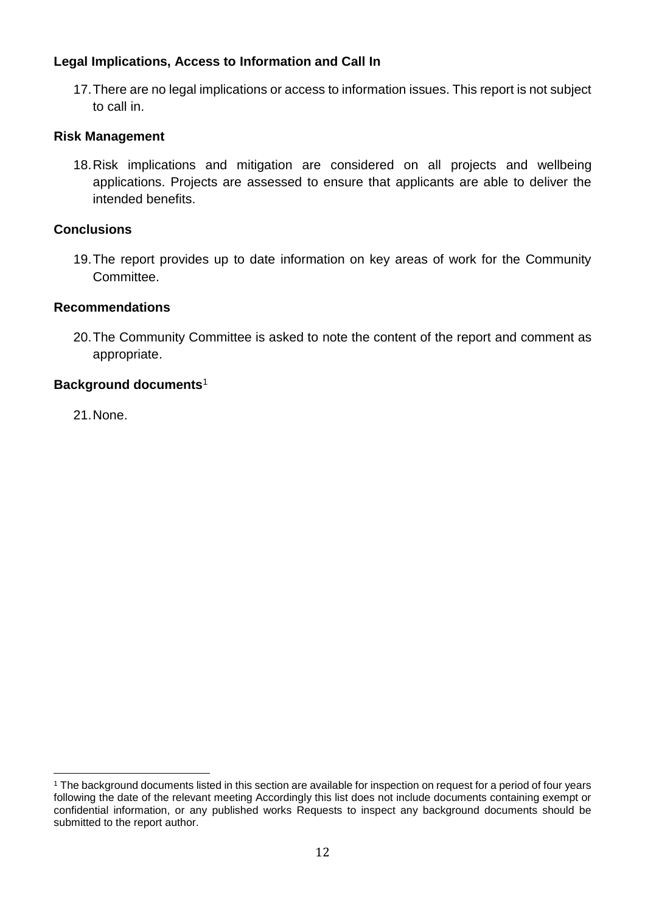**Legal Implications, Access to Information and Call In**

17. There are no legal implications or access to information issues. This report is not subject to call in.

**Risk Management**

18. Risk implications and mitigation are considered on all projects and wellbeing applications. Projects are assessed to ensure that applicants are able to deliver the intended benefits.

**Conclusions**

19. The report provides up to date information on key areas of work for the Community Committee.

**Recommendations**

20. The Community Committee is asked to note the content of the report and comment as appropriate.

**Background documents**[1]

21. None.

[1] The background documents listed in this section are available for inspection on request for a period of four years following the date of the relevant meeting Accordingly this list does not include documents containing exempt or confidential information, or any published works Requests to inspect any background documents should be submitted to the report author.